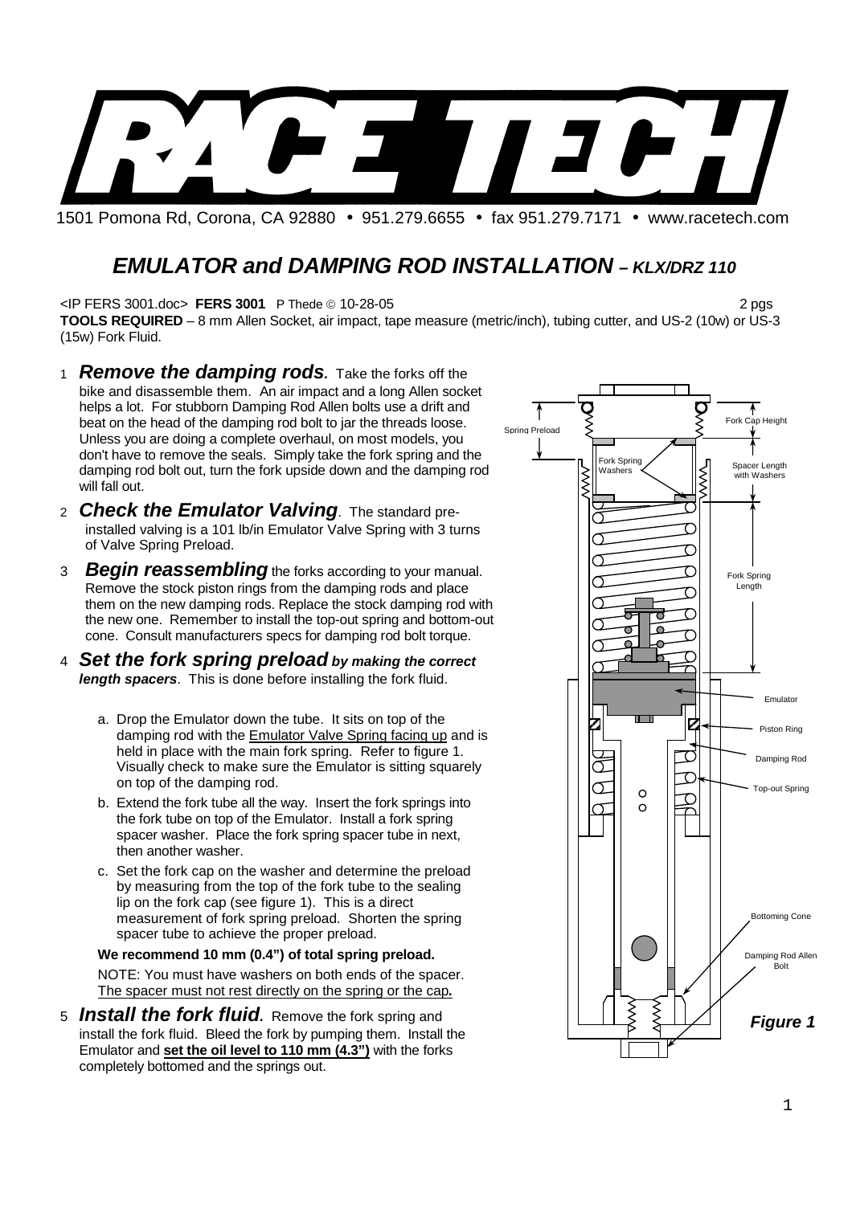# RACE TECH

1501 Pomona Rd, Corona, CA 92880 • 951.279.6655 • fax 951.279.7171 • www.racetech.com

## *EMULATOR and DAMPING ROD INSTALLATION – KLX/DRZ 110*

<IP FERS 3001.doc> **FERS 3001** P Thede © 10-28-05 2 pgs

**TOOLS REQUIRED** – 8 mm Allen Socket, air impact, tape measure (metric/inch), tubing cutter, and US-2 (10w) or US-3 (15w) Fork Fluid.

1. ***Remove the damping rods.*** Take the forks off the bike and disassemble them. An air impact and a long Allen socket helps a lot. For stubborn Damping Rod Allen bolts use a drift and beat on the head of the damping rod bolt to jar the threads loose. Unless you are doing a complete overhaul, on most models, you don't have to remove the seals. Simply take the fork spring and the damping rod bolt out, turn the fork upside down and the damping rod will fall out.

2. ***Check the Emulator Valving***. The standard pre-installed valving is a 101 lb/in Emulator Valve Spring with 3 turns of Valve Spring Preload.

3. ***Begin reassembling*** the forks according to your manual. Remove the stock piston rings from the damping rods and place them on the new damping rods. Replace the stock damping rod with the new one. Remember to install the top-out spring and bottom-out cone. Consult manufacturers specs for damping rod bolt torque.

4. ***Set the fork spring preload by making the correct length spacers***. This is done before installing the fork fluid.

   a. Drop the Emulator down the tube. It sits on top of the damping rod with the Emulator Valve Spring facing up and is held in place with the main fork spring. Refer to figure 1. Visually check to make sure the Emulator is sitting squarely on top of the damping rod.

   b. Extend the fork tube all the way. Insert the fork springs into the fork tube on top of the Emulator. Install a fork spring spacer washer. Place the fork spring spacer tube in next, then another washer.

   c. Set the fork cap on the washer and determine the preload by measuring from the top of the fork tube to the sealing lip on the fork cap (see figure 1). This is a direct measurement of fork spring preload. Shorten the spring spacer tube to achieve the proper preload.

   **We recommend 10 mm (0.4") of total spring preload.**

   NOTE: You must have washers on both ends of the spacer. The spacer must not rest directly on the spring or the cap**.**

5. ***Install the fork fluid.*** Remove the fork spring and install the fork fluid. Bleed the fork by pumping them. Install the Emulator and **set the oil level to 110 mm (4.3")** with the forks completely bottomed and the springs out.

Spring Preload · Fork Cap Height · Fork Spring Washers · Spacer Length with Washers · Fork Spring Length · Emulator · Piston Ring · Damping Rod · Top-out Spring · Bottoming Cone · Damping Rod Allen Bolt

***Figure 1***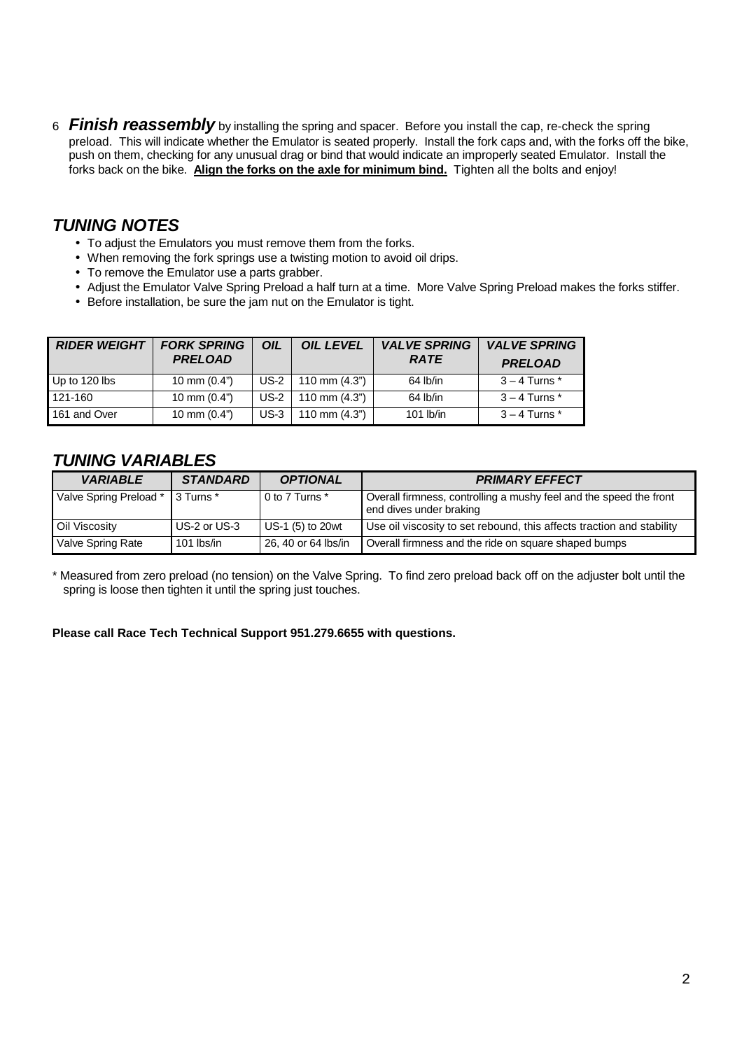6 ***Finish reassembly*** by installing the spring and spacer. Before you install the cap, re-check the spring preload. This will indicate whether the Emulator is seated properly. Install the fork caps and, with the forks off the bike, push on them, checking for any unusual drag or bind that would indicate an improperly seated Emulator. Install the forks back on the bike. **Align the forks on the axle for minimum bind.** Tighten all the bolts and enjoy!

## *TUNING NOTES*

- To adjust the Emulators you must remove them from the forks.
- When removing the fork springs use a twisting motion to avoid oil drips.
- To remove the Emulator use a parts grabber.
- Adjust the Emulator Valve Spring Preload a half turn at a time. More Valve Spring Preload makes the forks stiffer.
- Before installation, be sure the jam nut on the Emulator is tight.

| RIDER WEIGHT | FORK SPRING PRELOAD | OIL | OIL LEVEL | VALVE SPRING RATE | VALVE SPRING PRELOAD |
|---|---|---|---|---|---|
| Up to 120 lbs | 10 mm (0.4") | US-2 | 110 mm (4.3") | 64 lb/in | 3 – 4 Turns * |
| 121-160 | 10 mm (0.4") | US-2 | 110 mm (4.3") | 64 lb/in | 3 – 4 Turns * |
| 161 and Over | 10 mm (0.4") | US-3 | 110 mm (4.3") | 101 lb/in | 3 – 4 Turns * |

## *TUNING VARIABLES*

| VARIABLE | STANDARD | OPTIONAL | PRIMARY EFFECT |
|---|---|---|---|
| Valve Spring Preload * | 3 Turns * | 0 to 7 Turns * | Overall firmness, controlling a mushy feel and the speed the front end dives under braking |
| Oil Viscosity | US-2 or US-3 | US-1 (5) to 20wt | Use oil viscosity to set rebound, this affects traction and stability |
| Valve Spring Rate | 101 lbs/in | 26, 40 or 64 lbs/in | Overall firmness and the ride on square shaped bumps |

* Measured from zero preload (no tension) on the Valve Spring. To find zero preload back off on the adjuster bolt until the spring is loose then tighten it until the spring just touches.

**Please call Race Tech Technical Support 951.279.6655 with questions.**